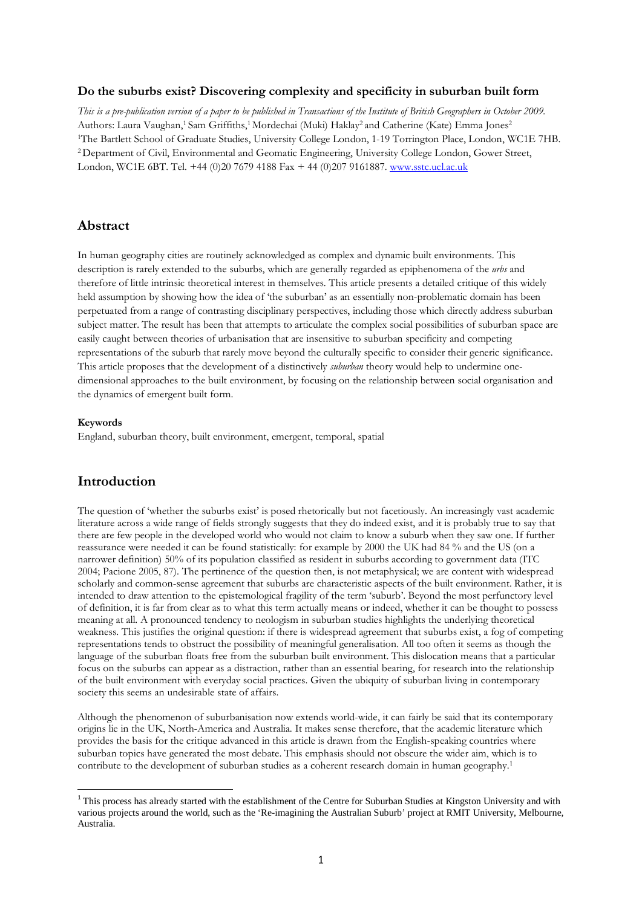### Do the suburbs exist? Discovering complexity and specificity in suburban built form

*This is a pre-publication version of a paper to be published in Transactions of the Institute of British Geographers in October 2009.*
Authors: Laura Vaughan,[1] Sam Griffiths,[1] Mordechai (Muki) Haklay[2] and Catherine (Kate) Emma Jones[2]
[1]The Bartlett School of Graduate Studies, University College London, 1-19 Torrington Place, London, WC1E 7HB.
[2] Department of Civil, Environmental and Geomatic Engineering, University College London, Gower Street, London, WC1E 6BT. Tel. +44 (0)20 7679 4188 Fax + 44 (0)207 9161887. www.sstc.ucl.ac.uk

## Abstract

In human geography cities are routinely acknowledged as complex and dynamic built environments. This description is rarely extended to the suburbs, which are generally regarded as epiphenomena of the *urbs* and therefore of little intrinsic theoretical interest in themselves. This article presents a detailed critique of this widely held assumption by showing how the idea of 'the suburban' as an essentially non-problematic domain has been perpetuated from a range of contrasting disciplinary perspectives, including those which directly address suburban subject matter. The result has been that attempts to articulate the complex social possibilities of suburban space are easily caught between theories of urbanisation that are insensitive to suburban specificity and competing representations of the suburb that rarely move beyond the culturally specific to consider their generic significance. This article proposes that the development of a distinctively *suburban* theory would help to undermine one-dimensional approaches to the built environment, by focusing on the relationship between social organisation and the dynamics of emergent built form.

**Keywords**
England, suburban theory, built environment, emergent, temporal, spatial

## Introduction

The question of 'whether the suburbs exist' is posed rhetorically but not facetiously. An increasingly vast academic literature across a wide range of fields strongly suggests that they do indeed exist, and it is probably true to say that there are few people in the developed world who would not claim to know a suburb when they saw one. If further reassurance were needed it can be found statistically: for example by 2000 the UK had 84 % and the US (on a narrower definition) 50% of its population classified as resident in suburbs according to government data (ITC 2004; Pacione 2005, 87). The pertinence of the question then, is not metaphysical; we are content with widespread scholarly and common-sense agreement that suburbs are characteristic aspects of the built environment. Rather, it is intended to draw attention to the epistemological fragility of the term 'suburb'. Beyond the most perfunctory level of definition, it is far from clear as to what this term actually means or indeed, whether it can be thought to possess meaning at all. A pronounced tendency to neologism in suburban studies highlights the underlying theoretical weakness. This justifies the original question: if there is widespread agreement that suburbs exist, a fog of competing representations tends to obstruct the possibility of meaningful generalisation. All too often it seems as though the language of the suburban floats free from the suburban built environment. This dislocation means that a particular focus on the suburbs can appear as a distraction, rather than an essential bearing, for research into the relationship of the built environment with everyday social practices. Given the ubiquity of suburban living in contemporary society this seems an undesirable state of affairs.

Although the phenomenon of suburbanisation now extends world-wide, it can fairly be said that its contemporary origins lie in the UK, North-America and Australia. It makes sense therefore, that the academic literature which provides the basis for the critique advanced in this article is drawn from the English-speaking countries where suburban topics have generated the most debate. This emphasis should not obscure the wider aim, which is to contribute to the development of suburban studies as a coherent research domain in human geography.[1]

[1] This process has already started with the establishment of the Centre for Suburban Studies at Kingston University and with various projects around the world, such as the 'Re-imagining the Australian Suburb' project at RMIT University, Melbourne, Australia.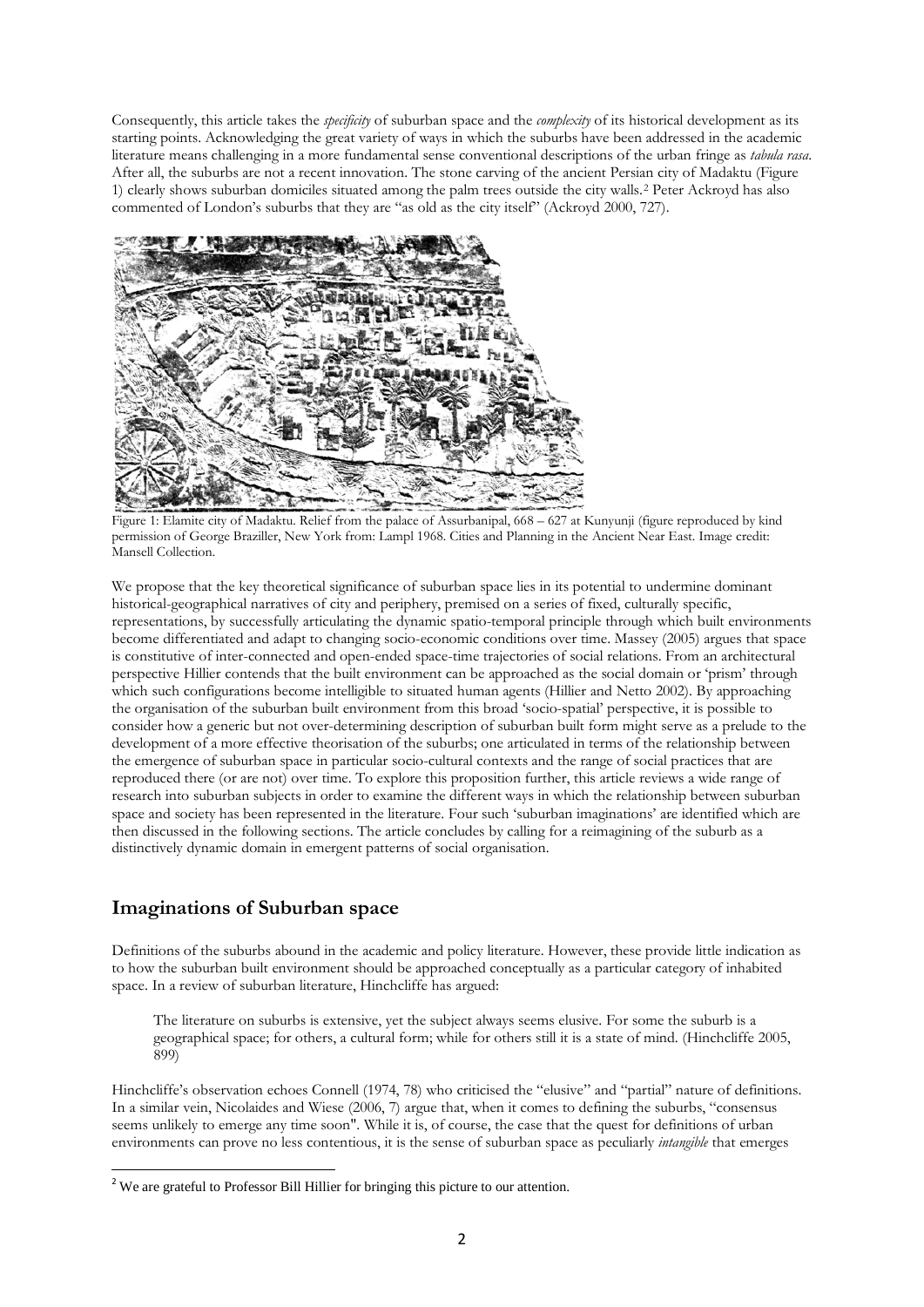Consequently, this article takes the *specificity* of suburban space and the *complexity* of its historical development as its starting points. Acknowledging the great variety of ways in which the suburbs have been addressed in the academic literature means challenging in a more fundamental sense conventional descriptions of the urban fringe as *tabula rasa*. After all, the suburbs are not a recent innovation. The stone carving of the ancient Persian city of Madaktu (Figure 1) clearly shows suburban domiciles situated among the palm trees outside the city walls.[2] Peter Ackroyd has also commented of London's suburbs that they are "as old as the city itself" (Ackroyd 2000, 727).

Figure 1: Elamite city of Madaktu. Relief from the palace of Assurbanipal, 668 – 627 at Kunyunji (figure reproduced by kind permission of George Braziller, New York from: Lampl 1968. Cities and Planning in the Ancient Near East. Image credit: Mansell Collection.

We propose that the key theoretical significance of suburban space lies in its potential to undermine dominant historical-geographical narratives of city and periphery, premised on a series of fixed, culturally specific, representations, by successfully articulating the dynamic spatio-temporal principle through which built environments become differentiated and adapt to changing socio-economic conditions over time. Massey (2005) argues that space is constitutive of inter-connected and open-ended space-time trajectories of social relations. From an architectural perspective Hillier contends that the built environment can be approached as the social domain or 'prism' through which such configurations become intelligible to situated human agents (Hillier and Netto 2002). By approaching the organisation of the suburban built environment from this broad 'socio-spatial' perspective, it is possible to consider how a generic but not over-determining description of suburban built form might serve as a prelude to the development of a more effective theorisation of the suburbs; one articulated in terms of the relationship between the emergence of suburban space in particular socio-cultural contexts and the range of social practices that are reproduced there (or are not) over time. To explore this proposition further, this article reviews a wide range of research into suburban subjects in order to examine the different ways in which the relationship between suburban space and society has been represented in the literature. Four such 'suburban imaginations' are identified which are then discussed in the following sections. The article concludes by calling for a reimagining of the suburb as a distinctively dynamic domain in emergent patterns of social organisation.

## Imaginations of Suburban space

Definitions of the suburbs abound in the academic and policy literature. However, these provide little indication as to how the suburban built environment should be approached conceptually as a particular category of inhabited space. In a review of suburban literature, Hinchcliffe has argued:

> The literature on suburbs is extensive, yet the subject always seems elusive. For some the suburb is a geographical space; for others, a cultural form; while for others still it is a state of mind. (Hinchcliffe 2005, 899)

Hinchcliffe's observation echoes Connell (1974, 78) who criticised the "elusive" and "partial" nature of definitions. In a similar vein, Nicolaides and Wiese (2006, 7) argue that, when it comes to defining the suburbs, "consensus seems unlikely to emerge any time soon". While it is, of course, the case that the quest for definitions of urban environments can prove no less contentious, it is the sense of suburban space as peculiarly *intangible* that emerges

[2] We are grateful to Professor Bill Hillier for bringing this picture to our attention.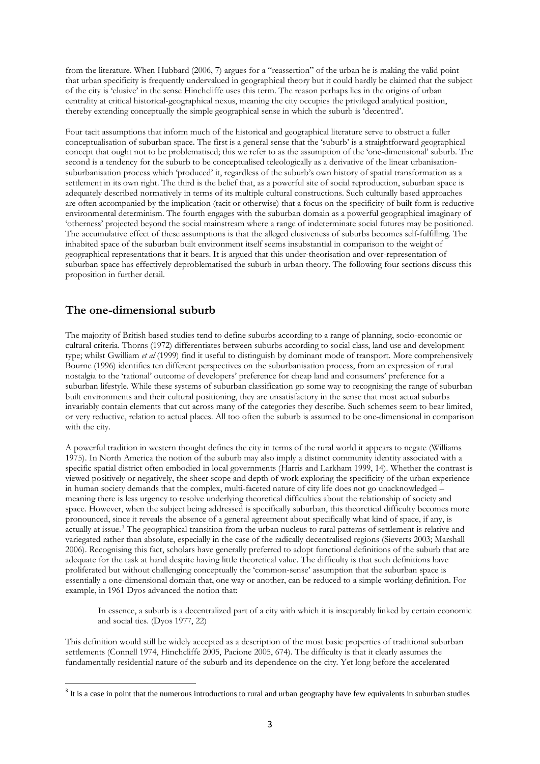from the literature. When Hubbard (2006, 7) argues for a "reassertion" of the urban he is making the valid point that urban specificity is frequently undervalued in geographical theory but it could hardly be claimed that the subject of the city is 'elusive' in the sense Hinchcliffe uses this term. The reason perhaps lies in the origins of urban centrality at critical historical-geographical nexus, meaning the city occupies the privileged analytical position, thereby extending conceptually the simple geographical sense in which the suburb is 'decentred'.

Four tacit assumptions that inform much of the historical and geographical literature serve to obstruct a fuller conceptualisation of suburban space. The first is a general sense that the 'suburb' is a straightforward geographical concept that ought not to be problematised; this we refer to as the assumption of the 'one-dimensional' suburb. The second is a tendency for the suburb to be conceptualised teleologically as a derivative of the linear urbanisation-suburbanisation process which 'produced' it, regardless of the suburb's own history of spatial transformation as a settlement in its own right. The third is the belief that, as a powerful site of social reproduction, suburban space is adequately described normatively in terms of its multiple cultural constructions. Such culturally based approaches are often accompanied by the implication (tacit or otherwise) that a focus on the specificity of built form is reductive environmental determinism. The fourth engages with the suburban domain as a powerful geographical imaginary of 'otherness' projected beyond the social mainstream where a range of indeterminate social futures may be positioned. The accumulative effect of these assumptions is that the alleged elusiveness of suburbs becomes self-fulfilling. The inhabited space of the suburban built environment itself seems insubstantial in comparison to the weight of geographical representations that it bears. It is argued that this under-theorisation and over-representation of suburban space has effectively deproblematised the suburb in urban theory. The following four sections discuss this proposition in further detail.

## The one-dimensional suburb

The majority of British based studies tend to define suburbs according to a range of planning, socio-economic or cultural criteria. Thorns (1972) differentiates between suburbs according to social class, land use and development type; whilst Gwilliam *et al* (1999) find it useful to distinguish by dominant mode of transport. More comprehensively Bourne (1996) identifies ten different perspectives on the suburbanisation process, from an expression of rural nostalgia to the 'rational' outcome of developers' preference for cheap land and consumers' preference for a suburban lifestyle. While these systems of suburban classification go some way to recognising the range of suburban built environments and their cultural positioning, they are unsatisfactory in the sense that most actual suburbs invariably contain elements that cut across many of the categories they describe. Such schemes seem to bear limited, or very reductive, relation to actual places. All too often the suburb is assumed to be one-dimensional in comparison with the city.

A powerful tradition in western thought defines the city in terms of the rural world it appears to negate (Williams 1975). In North America the notion of the suburb may also imply a distinct community identity associated with a specific spatial district often embodied in local governments (Harris and Larkham 1999, 14). Whether the contrast is viewed positively or negatively, the sheer scope and depth of work exploring the specificity of the urban experience in human society demands that the complex, multi-faceted nature of city life does not go unacknowledged – meaning there is less urgency to resolve underlying theoretical difficulties about the relationship of society and space. However, when the subject being addressed is specifically suburban, this theoretical difficulty becomes more pronounced, since it reveals the absence of a general agreement about specifically what kind of space, if any, is actually at issue.[3] The geographical transition from the urban nucleus to rural patterns of settlement is relative and variegated rather than absolute, especially in the case of the radically decentralised regions (Sieverts 2003; Marshall 2006). Recognising this fact, scholars have generally preferred to adopt functional definitions of the suburb that are adequate for the task at hand despite having little theoretical value. The difficulty is that such definitions have proliferated but without challenging conceptually the 'common-sense' assumption that the suburban space is essentially a one-dimensional domain that, one way or another, can be reduced to a simple working definition. For example, in 1961 Dyos advanced the notion that:

> In essence, a suburb is a decentralized part of a city with which it is inseparably linked by certain economic and social ties. (Dyos 1977, 22)

This definition would still be widely accepted as a description of the most basic properties of traditional suburban settlements (Connell 1974, Hinchcliffe 2005, Pacione 2005, 674). The difficulty is that it clearly assumes the fundamentally residential nature of the suburb and its dependence on the city. Yet long before the accelerated

[3] It is a case in point that the numerous introductions to rural and urban geography have few equivalents in suburban studies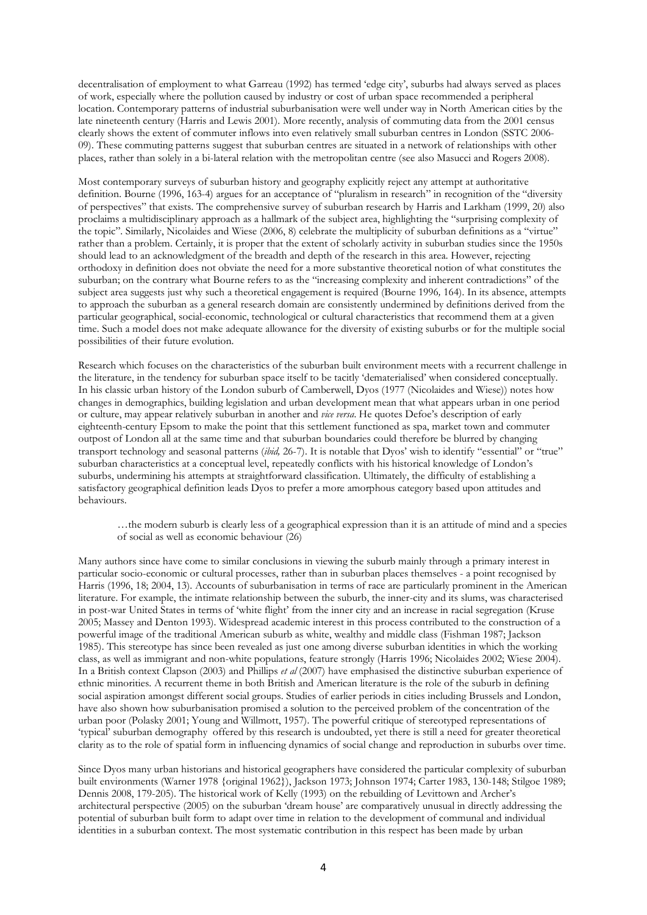decentralisation of employment to what Garreau (1992) has termed 'edge city', suburbs had always served as places of work, especially where the pollution caused by industry or cost of urban space recommended a peripheral location. Contemporary patterns of industrial suburbanisation were well under way in North American cities by the late nineteenth century (Harris and Lewis 2001). More recently, analysis of commuting data from the 2001 census clearly shows the extent of commuter inflows into even relatively small suburban centres in London (SSTC 2006-09). These commuting patterns suggest that suburban centres are situated in a network of relationships with other places, rather than solely in a bi-lateral relation with the metropolitan centre (see also Masucci and Rogers 2008).

Most contemporary surveys of suburban history and geography explicitly reject any attempt at authoritative definition. Bourne (1996, 163-4) argues for an acceptance of "pluralism in research" in recognition of the "diversity of perspectives" that exists. The comprehensive survey of suburban research by Harris and Larkham (1999, 20) also proclaims a multidisciplinary approach as a hallmark of the subject area, highlighting the "surprising complexity of the topic". Similarly, Nicolaides and Wiese (2006, 8) celebrate the multiplicity of suburban definitions as a "virtue" rather than a problem. Certainly, it is proper that the extent of scholarly activity in suburban studies since the 1950s should lead to an acknowledgment of the breadth and depth of the research in this area. However, rejecting orthodoxy in definition does not obviate the need for a more substantive theoretical notion of what constitutes the suburban; on the contrary what Bourne refers to as the "increasing complexity and inherent contradictions" of the subject area suggests just why such a theoretical engagement is required (Bourne 1996*,* 164). In its absence, attempts to approach the suburban as a general research domain are consistently undermined by definitions derived from the particular geographical, social-economic, technological or cultural characteristics that recommend them at a given time. Such a model does not make adequate allowance for the diversity of existing suburbs or for the multiple social possibilities of their future evolution.

Research which focuses on the characteristics of the suburban built environment meets with a recurrent challenge in the literature, in the tendency for suburban space itself to be tacitly 'dematerialised' when considered conceptually. In his classic urban history of the London suburb of Camberwell, Dyos (1977 (Nicolaides and Wiese)) notes how changes in demographics, building legislation and urban development mean that what appears urban in one period or culture, may appear relatively suburban in another and *vice versa*. He quotes Defoe's description of early eighteenth-century Epsom to make the point that this settlement functioned as spa, market town and commuter outpost of London all at the same time and that suburban boundaries could therefore be blurred by changing transport technology and seasonal patterns (*ibid,* 26-7). It is notable that Dyos' wish to identify "essential" or "true" suburban characteristics at a conceptual level, repeatedly conflicts with his historical knowledge of London's suburbs, undermining his attempts at straightforward classification. Ultimately, the difficulty of establishing a satisfactory geographical definition leads Dyos to prefer a more amorphous category based upon attitudes and behaviours.

> …the modern suburb is clearly less of a geographical expression than it is an attitude of mind and a species of social as well as economic behaviour (26)

Many authors since have come to similar conclusions in viewing the suburb mainly through a primary interest in particular socio-economic or cultural processes, rather than in suburban places themselves - a point recognised by Harris (1996, 18; 2004, 13). Accounts of suburbanisation in terms of race are particularly prominent in the American literature. For example, the intimate relationship between the suburb, the inner-city and its slums, was characterised in post-war United States in terms of 'white flight' from the inner city and an increase in racial segregation (Kruse 2005; Massey and Denton 1993). Widespread academic interest in this process contributed to the construction of a powerful image of the traditional American suburb as white, wealthy and middle class (Fishman 1987; Jackson 1985). This stereotype has since been revealed as just one among diverse suburban identities in which the working class, as well as immigrant and non-white populations, feature strongly (Harris 1996; Nicolaides 2002; Wiese 2004). In a British context Clapson (2003) and Phillips *et al* (2007) have emphasised the distinctive suburban experience of ethnic minorities. A recurrent theme in both British and American literature is the role of the suburb in defining social aspiration amongst different social groups. Studies of earlier periods in cities including Brussels and London, have also shown how suburbanisation promised a solution to the perceived problem of the concentration of the urban poor (Polasky 2001; Young and Willmott, 1957). The powerful critique of stereotyped representations of 'typical' suburban demography offered by this research is undoubted, yet there is still a need for greater theoretical clarity as to the role of spatial form in influencing dynamics of social change and reproduction in suburbs over time.

Since Dyos many urban historians and historical geographers have considered the particular complexity of suburban built environments (Warner 1978 {original 1962}), Jackson 1973; Johnson 1974; Carter 1983, 130-148; Stilgoe 1989; Dennis 2008, 179-205). The historical work of Kelly (1993) on the rebuilding of Levittown and Archer's architectural perspective (2005) on the suburban 'dream house' are comparatively unusual in directly addressing the potential of suburban built form to adapt over time in relation to the development of communal and individual identities in a suburban context. The most systematic contribution in this respect has been made by urban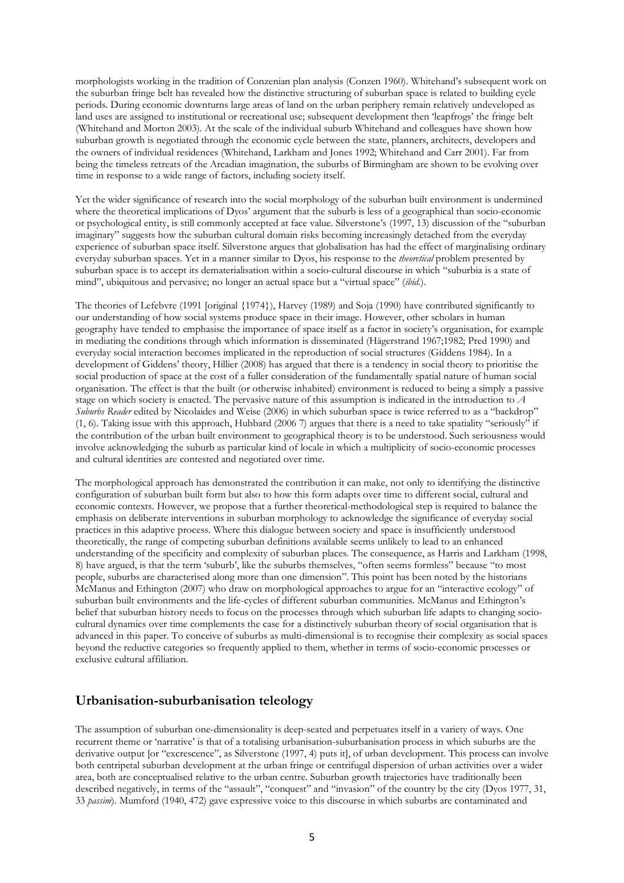morphologists working in the tradition of Conzenian plan analysis (Conzen 1960). Whitehand's subsequent work on the suburban fringe belt has revealed how the distinctive structuring of suburban space is related to building cycle periods. During economic downturns large areas of land on the urban periphery remain relatively undeveloped as land uses are assigned to institutional or recreational use; subsequent development then 'leapfrogs' the fringe belt (Whitehand and Morton 2003). At the scale of the individual suburb Whitehand and colleagues have shown how suburban growth is negotiated through the economic cycle between the state, planners, architects, developers and the owners of individual residences (Whitehand, Larkham and Jones 1992; Whitehand and Carr 2001). Far from being the timeless retreats of the Arcadian imagination, the suburbs of Birmingham are shown to be evolving over time in response to a wide range of factors, including society itself.

Yet the wider significance of research into the social morphology of the suburban built environment is undermined where the theoretical implications of Dyos' argument that the suburb is less of a geographical than socio-economic or psychological entity, is still commonly accepted at face value. Silverstone's (1997, 13) discussion of the "suburban imaginary" suggests how the suburban cultural domain risks becoming increasingly detached from the everyday experience of suburban space itself. Silverstone argues that globalisation has had the effect of marginalising ordinary everyday suburban spaces. Yet in a manner similar to Dyos, his response to the *theoretical* problem presented by suburban space is to accept its dematerialisation within a socio-cultural discourse in which "suburbia is a state of mind", ubiquitous and pervasive; no longer an actual space but a "virtual space" (*ibid.*).

The theories of Lefebvre (1991 [original {1974}), Harvey (1989) and Soja (1990) have contributed significantly to our understanding of how social systems produce space in their image. However, other scholars in human geography have tended to emphasise the importance of space itself as a factor in society's organisation, for example in mediating the conditions through which information is disseminated (Hägerstrand 1967;1982; Pred 1990) and everyday social interaction becomes implicated in the reproduction of social structures (Giddens 1984). In a development of Giddens' theory, Hillier (2008) has argued that there is a tendency in social theory to prioritise the social production of space at the cost of a fuller consideration of the fundamentally spatial nature of human social organisation. The effect is that the built (or otherwise inhabited) environment is reduced to being a simply a passive stage on which society is enacted. The pervasive nature of this assumption is indicated in the introduction to *A Suburbs Reader* edited by Nicolaides and Weise (2006) in which suburban space is twice referred to as a "backdrop" (1, 6). Taking issue with this approach, Hubbard (2006 7) argues that there is a need to take spatiality "seriously" if the contribution of the urban built environment to geographical theory is to be understood. Such seriousness would involve acknowledging the suburb as particular kind of locale in which a multiplicity of socio-economic processes and cultural identities are contested and negotiated over time.

The morphological approach has demonstrated the contribution it can make, not only to identifying the distinctive configuration of suburban built form but also to how this form adapts over time to different social, cultural and economic contexts. However, we propose that a further theoretical-methodological step is required to balance the emphasis on deliberate interventions in suburban morphology to acknowledge the significance of everyday social practices in this adaptive process. Where this dialogue between society and space is insufficiently understood theoretically, the range of competing suburban definitions available seems unlikely to lead to an enhanced understanding of the specificity and complexity of suburban places. The consequence, as Harris and Larkham (1998, 8) have argued, is that the term 'suburb', like the suburbs themselves, "often seems formless" because "to most people, suburbs are characterised along more than one dimension". This point has been noted by the historians McManus and Ethington (2007) who draw on morphological approaches to argue for an "interactive ecology" of suburban built environments and the life-cycles of different suburban communities. McManus and Ethington's belief that suburban history needs to focus on the processes through which suburban life adapts to changing socio-cultural dynamics over time complements the case for a distinctively suburban theory of social organisation that is advanced in this paper. To conceive of suburbs as multi-dimensional is to recognise their complexity as social spaces beyond the reductive categories so frequently applied to them, whether in terms of socio-economic processes or exclusive cultural affiliation.

## Urbanisation-suburbanisation teleology

The assumption of suburban one-dimensionality is deep-seated and perpetuates itself in a variety of ways. One recurrent theme or 'narrative' is that of a totalising urbanisation-suburbanisation process in which suburbs are the derivative output [or "excrescence", as Silverstone (1997, 4) puts it], of urban development. This process can involve both centripetal suburban development at the urban fringe or centrifugal dispersion of urban activities over a wider area, both are conceptualised relative to the urban centre. Suburban growth trajectories have traditionally been described negatively, in terms of the "assault", "conquest" and "invasion" of the country by the city (Dyos 1977, 31, 33 *passim*). Mumford (1940, 472) gave expressive voice to this discourse in which suburbs are contaminated and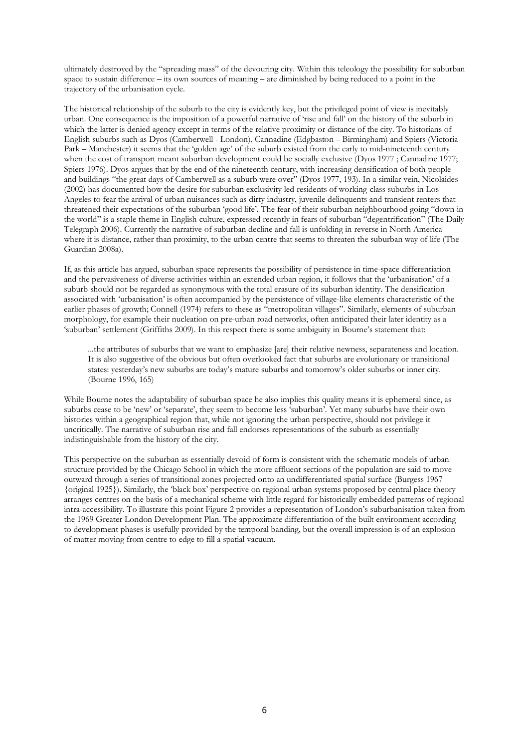ultimately destroyed by the "spreading mass" of the devouring city. Within this teleology the possibility for suburban space to sustain difference – its own sources of meaning – are diminished by being reduced to a point in the trajectory of the urbanisation cycle.

The historical relationship of the suburb to the city is evidently key, but the privileged point of view is inevitably urban. One consequence is the imposition of a powerful narrative of 'rise and fall' on the history of the suburb in which the latter is denied agency except in terms of the relative proximity or distance of the city. To historians of English suburbs such as Dyos (Camberwell - London), Cannadine (Edgbaston – Birmingham) and Spiers (Victoria Park – Manchester) it seems that the 'golden age' of the suburb existed from the early to mid-nineteenth century when the cost of transport meant suburban development could be socially exclusive (Dyos 1977 ; Cannadine 1977; Spiers 1976). Dyos argues that by the end of the nineteenth century, with increasing densification of both people and buildings "the great days of Camberwell as a suburb were over" (Dyos 1977, 193). In a similar vein, Nicolaides (2002) has documented how the desire for suburban exclusivity led residents of working-class suburbs in Los Angeles to fear the arrival of urban nuisances such as dirty industry, juvenile delinquents and transient renters that threatened their expectations of the suburban 'good life'. The fear of their suburban neighbourhood going "down in the world" is a staple theme in English culture, expressed recently in fears of suburban "degentrification" (The Daily Telegraph 2006). Currently the narrative of suburban decline and fall is unfolding in reverse in North America where it is distance, rather than proximity, to the urban centre that seems to threaten the suburban way of life (The Guardian 2008a).

If, as this article has argued, suburban space represents the possibility of persistence in time-space differentiation and the pervasiveness of diverse activities within an extended urban region, it follows that the 'urbanisation' of a suburb should not be regarded as synonymous with the total erasure of its suburban identity. The densification associated with 'urbanisation' is often accompanied by the persistence of village-like elements characteristic of the earlier phases of growth; Connell (1974) refers to these as "metropolitan villages". Similarly, elements of suburban morphology, for example their nucleation on pre-urban road networks, often anticipated their later identity as a 'suburban' settlement (Griffiths 2009). In this respect there is some ambiguity in Bourne's statement that:

> ...the attributes of suburbs that we want to emphasize [are] their relative newness, separateness and location. It is also suggestive of the obvious but often overlooked fact that suburbs are evolutionary or transitional states: yesterday's new suburbs are today's mature suburbs and tomorrow's older suburbs or inner city. (Bourne 1996, 165)

While Bourne notes the adaptability of suburban space he also implies this quality means it is ephemeral since, as suburbs cease to be 'new' or 'separate', they seem to become less 'suburban'. Yet many suburbs have their own histories within a geographical region that, while not ignoring the urban perspective, should not privilege it uncritically. The narrative of suburban rise and fall endorses representations of the suburb as essentially indistinguishable from the history of the city.

This perspective on the suburban as essentially devoid of form is consistent with the schematic models of urban structure provided by the Chicago School in which the more affluent sections of the population are said to move outward through a series of transitional zones projected onto an undifferentiated spatial surface (Burgess 1967 {original 1925}). Similarly, the 'black box' perspective on regional urban systems proposed by central place theory arranges centres on the basis of a mechanical scheme with little regard for historically embedded patterns of regional intra-accessibility. To illustrate this point Figure 2 provides a representation of London's suburbanisation taken from the 1969 Greater London Development Plan. The approximate differentiation of the built environment according to development phases is usefully provided by the temporal banding, but the overall impression is of an explosion of matter moving from centre to edge to fill a spatial vacuum.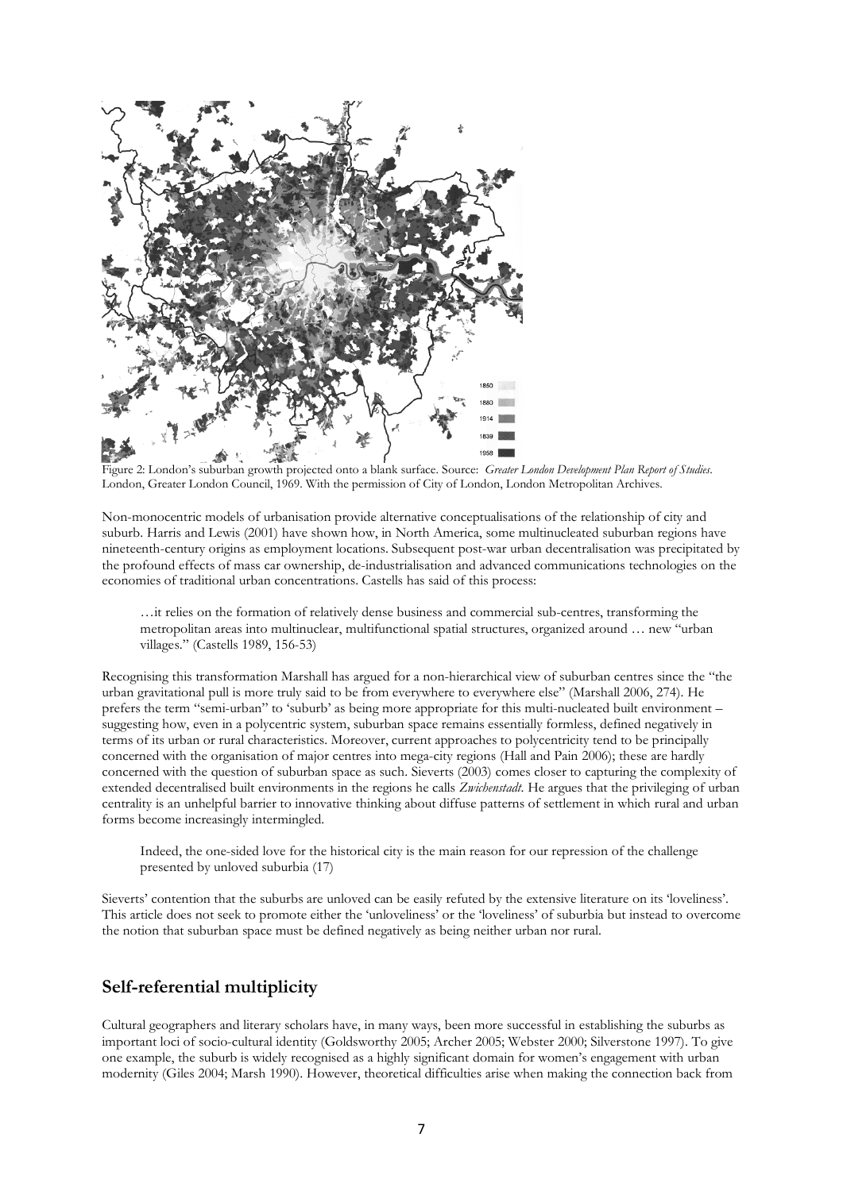Figure 2: London's suburban growth projected onto a blank surface. Source: *Greater London Development Plan Report of Studies*. London, Greater London Council, 1969. With the permission of City of London, London Metropolitan Archives.

Non-monocentric models of urbanisation provide alternative conceptualisations of the relationship of city and suburb. Harris and Lewis (2001) have shown how, in North America, some multinucleated suburban regions have nineteenth-century origins as employment locations. Subsequent post-war urban decentralisation was precipitated by the profound effects of mass car ownership, de-industrialisation and advanced communications technologies on the economies of traditional urban concentrations. Castells has said of this process:

> …it relies on the formation of relatively dense business and commercial sub-centres, transforming the metropolitan areas into multinuclear, multifunctional spatial structures, organized around … new "urban villages." (Castells 1989, 156-53)

Recognising this transformation Marshall has argued for a non-hierarchical view of suburban centres since the "the urban gravitational pull is more truly said to be from everywhere to everywhere else" (Marshall 2006, 274). He prefers the term "semi-urban" to 'suburb' as being more appropriate for this multi-nucleated built environment – suggesting how, even in a polycentric system, suburban space remains essentially formless, defined negatively in terms of its urban or rural characteristics. Moreover, current approaches to polycentricity tend to be principally concerned with the organisation of major centres into mega-city regions (Hall and Pain 2006); these are hardly concerned with the question of suburban space as such. Sieverts (2003) comes closer to capturing the complexity of extended decentralised built environments in the regions he calls *Zwichenstadt*. He argues that the privileging of urban centrality is an unhelpful barrier to innovative thinking about diffuse patterns of settlement in which rural and urban forms become increasingly intermingled.

> Indeed, the one-sided love for the historical city is the main reason for our repression of the challenge presented by unloved suburbia (17)

Sieverts' contention that the suburbs are unloved can be easily refuted by the extensive literature on its 'loveliness'. This article does not seek to promote either the 'unloveliness' or the 'loveliness' of suburbia but instead to overcome the notion that suburban space must be defined negatively as being neither urban nor rural.

## Self-referential multiplicity

Cultural geographers and literary scholars have, in many ways, been more successful in establishing the suburbs as important loci of socio-cultural identity (Goldsworthy 2005; Archer 2005; Webster 2000; Silverstone 1997). To give one example, the suburb is widely recognised as a highly significant domain for women's engagement with urban modernity (Giles 2004; Marsh 1990). However, theoretical difficulties arise when making the connection back from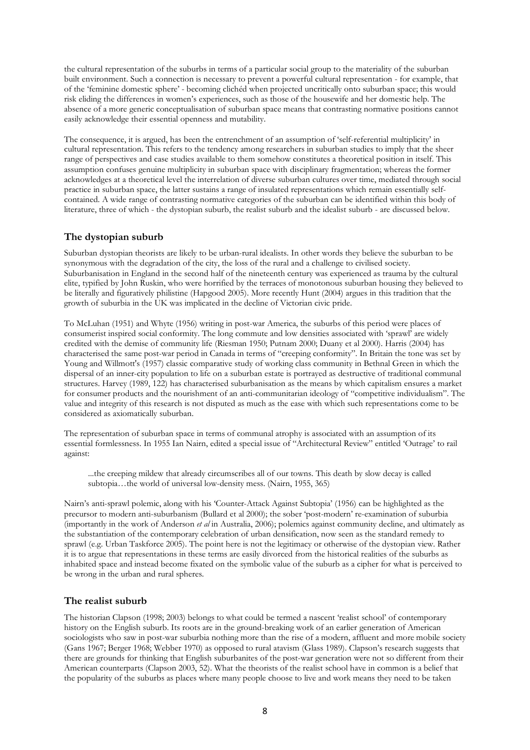the cultural representation of the suburbs in terms of a particular social group to the materiality of the suburban built environment. Such a connection is necessary to prevent a powerful cultural representation - for example, that of the 'feminine domestic sphere' - becoming clichéd when projected uncritically onto suburban space; this would risk eliding the differences in women's experiences, such as those of the housewife and her domestic help. The absence of a more generic conceptualisation of suburban space means that contrasting normative positions cannot easily acknowledge their essential openness and mutability.

The consequence, it is argued, has been the entrenchment of an assumption of 'self-referential multiplicity' in cultural representation. This refers to the tendency among researchers in suburban studies to imply that the sheer range of perspectives and case studies available to them somehow constitutes a theoretical position in itself. This assumption confuses genuine multiplicity in suburban space with disciplinary fragmentation; whereas the former acknowledges at a theoretical level the interrelation of diverse suburban cultures over time, mediated through social practice in suburban space, the latter sustains a range of insulated representations which remain essentially self-contained. A wide range of contrasting normative categories of the suburban can be identified within this body of literature, three of which - the dystopian suburb, the realist suburb and the idealist suburb - are discussed below.

## The dystopian suburb

Suburban dystopian theorists are likely to be urban-rural idealists. In other words they believe the suburban to be synonymous with the degradation of the city, the loss of the rural and a challenge to civilised society. Suburbanisation in England in the second half of the nineteenth century was experienced as trauma by the cultural elite, typified by John Ruskin, who were horrified by the terraces of monotonous suburban housing they believed to be literally and figuratively philistine (Hapgood 2005). More recently Hunt (2004) argues in this tradition that the growth of suburbia in the UK was implicated in the decline of Victorian civic pride.

To McLuhan (1951) and Whyte (1956) writing in post-war America, the suburbs of this period were places of consumerist inspired social conformity. The long commute and low densities associated with 'sprawl' are widely credited with the demise of community life (Riesman 1950; Putnam 2000; Duany et al 2000). Harris (2004) has characterised the same post-war period in Canada in terms of "creeping conformity". In Britain the tone was set by Young and Willmott's (1957) classic comparative study of working class community in Bethnal Green in which the dispersal of an inner-city population to life on a suburban estate is portrayed as destructive of traditional communal structures. Harvey (1989, 122) has characterised suburbanisation as the means by which capitalism ensures a market for consumer products and the nourishment of an anti-communitarian ideology of "competitive individualism". The value and integrity of this research is not disputed as much as the ease with which such representations come to be considered as axiomatically suburban.

The representation of suburban space in terms of communal atrophy is associated with an assumption of its essential formlessness. In 1955 Ian Nairn, edited a special issue of "Architectural Review" entitled 'Outrage' to rail against:

> ...the creeping mildew that already circumscribes all of our towns. This death by slow decay is called subtopia…the world of universal low-density mess. (Nairn, 1955, 365)

Nairn's anti-sprawl polemic, along with his 'Counter-Attack Against Subtopia' (1956) can be highlighted as the precursor to modern anti-suburbanism (Bullard et al 2000); the sober 'post-modern' re-examination of suburbia (importantly in the work of Anderson *et al* in Australia, 2006); polemics against community decline, and ultimately as the substantiation of the contemporary celebration of urban densification, now seen as the standard remedy to sprawl (e.g. Urban Taskforce 2005). The point here is not the legitimacy or otherwise of the dystopian view. Rather it is to argue that representations in these terms are easily divorced from the historical realities of the suburbs as inhabited space and instead become fixated on the symbolic value of the suburb as a cipher for what is perceived to be wrong in the urban and rural spheres.

## The realist suburb

The historian Clapson (1998; 2003) belongs to what could be termed a nascent 'realist school' of contemporary history on the English suburb. Its roots are in the ground-breaking work of an earlier generation of American sociologists who saw in post-war suburbia nothing more than the rise of a modern, affluent and more mobile society (Gans 1967; Berger 1968; Webber 1970) as opposed to rural atavism (Glass 1989). Clapson's research suggests that there are grounds for thinking that English suburbanites of the post-war generation were not so different from their American counterparts (Clapson 2003, 52). What the theorists of the realist school have in common is a belief that the popularity of the suburbs as places where many people choose to live and work means they need to be taken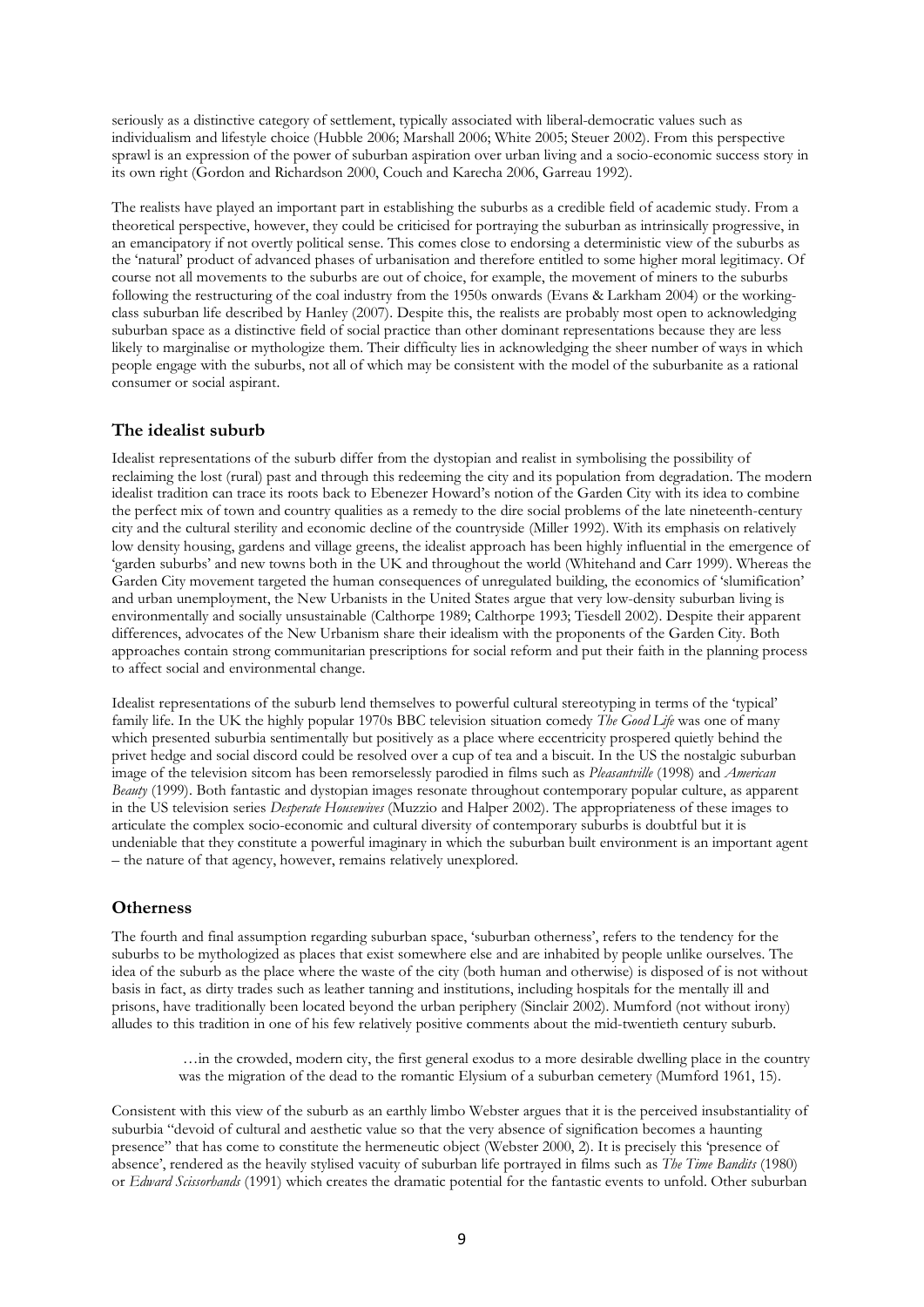seriously as a distinctive category of settlement, typically associated with liberal-democratic values such as individualism and lifestyle choice (Hubble 2006; Marshall 2006; White 2005; Steuer 2002). From this perspective sprawl is an expression of the power of suburban aspiration over urban living and a socio-economic success story in its own right (Gordon and Richardson 2000, Couch and Karecha 2006, Garreau 1992).

The realists have played an important part in establishing the suburbs as a credible field of academic study. From a theoretical perspective, however, they could be criticised for portraying the suburban as intrinsically progressive, in an emancipatory if not overtly political sense. This comes close to endorsing a deterministic view of the suburbs as the 'natural' product of advanced phases of urbanisation and therefore entitled to some higher moral legitimacy. Of course not all movements to the suburbs are out of choice, for example, the movement of miners to the suburbs following the restructuring of the coal industry from the 1950s onwards (Evans & Larkham 2004) or the working-class suburban life described by Hanley (2007). Despite this, the realists are probably most open to acknowledging suburban space as a distinctive field of social practice than other dominant representations because they are less likely to marginalise or mythologize them. Their difficulty lies in acknowledging the sheer number of ways in which people engage with the suburbs, not all of which may be consistent with the model of the suburbanite as a rational consumer or social aspirant.

## The idealist suburb

Idealist representations of the suburb differ from the dystopian and realist in symbolising the possibility of reclaiming the lost (rural) past and through this redeeming the city and its population from degradation. The modern idealist tradition can trace its roots back to Ebenezer Howard's notion of the Garden City with its idea to combine the perfect mix of town and country qualities as a remedy to the dire social problems of the late nineteenth-century city and the cultural sterility and economic decline of the countryside (Miller 1992). With its emphasis on relatively low density housing, gardens and village greens, the idealist approach has been highly influential in the emergence of 'garden suburbs' and new towns both in the UK and throughout the world (Whitehand and Carr 1999). Whereas the Garden City movement targeted the human consequences of unregulated building, the economics of 'slumification' and urban unemployment, the New Urbanists in the United States argue that very low-density suburban living is environmentally and socially unsustainable (Calthorpe 1989; Calthorpe 1993; Tiesdell 2002). Despite their apparent differences, advocates of the New Urbanism share their idealism with the proponents of the Garden City. Both approaches contain strong communitarian prescriptions for social reform and put their faith in the planning process to affect social and environmental change.

Idealist representations of the suburb lend themselves to powerful cultural stereotyping in terms of the 'typical' family life. In the UK the highly popular 1970s BBC television situation comedy *The Good Life* was one of many which presented suburbia sentimentally but positively as a place where eccentricity prospered quietly behind the privet hedge and social discord could be resolved over a cup of tea and a biscuit. In the US the nostalgic suburban image of the television sitcom has been remorselessly parodied in films such as *Pleasantville* (1998) and *American Beauty* (1999). Both fantastic and dystopian images resonate throughout contemporary popular culture, as apparent in the US television series *Desperate Housewives* (Muzzio and Halper 2002). The appropriateness of these images to articulate the complex socio-economic and cultural diversity of contemporary suburbs is doubtful but it is undeniable that they constitute a powerful imaginary in which the suburban built environment is an important agent – the nature of that agency, however, remains relatively unexplored.

## Otherness

The fourth and final assumption regarding suburban space, 'suburban otherness', refers to the tendency for the suburbs to be mythologized as places that exist somewhere else and are inhabited by people unlike ourselves. The idea of the suburb as the place where the waste of the city (both human and otherwise) is disposed of is not without basis in fact, as dirty trades such as leather tanning and institutions, including hospitals for the mentally ill and prisons, have traditionally been located beyond the urban periphery (Sinclair 2002). Mumford (not without irony) alludes to this tradition in one of his few relatively positive comments about the mid-twentieth century suburb.

> …in the crowded, modern city, the first general exodus to a more desirable dwelling place in the country was the migration of the dead to the romantic Elysium of a suburban cemetery (Mumford 1961, 15).

Consistent with this view of the suburb as an earthly limbo Webster argues that it is the perceived insubstantiality of suburbia "devoid of cultural and aesthetic value so that the very absence of signification becomes a haunting presence" that has come to constitute the hermeneutic object (Webster 2000, 2). It is precisely this 'presence of absence', rendered as the heavily stylised vacuity of suburban life portrayed in films such as *The Time Bandits* (1980) or *Edward Scissorhands* (1991) which creates the dramatic potential for the fantastic events to unfold. Other suburban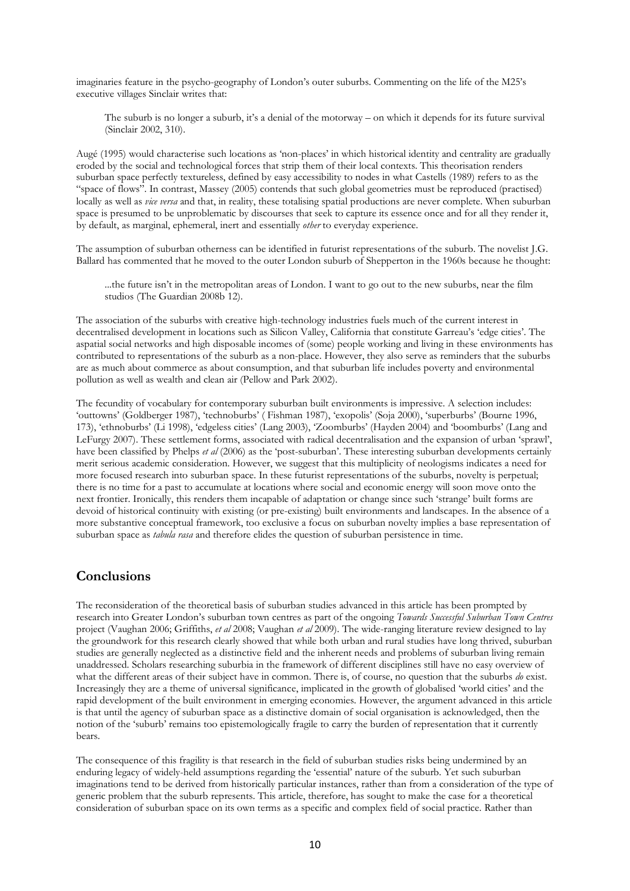imaginaries feature in the psycho-geography of London's outer suburbs. Commenting on the life of the M25's executive villages Sinclair writes that:

> The suburb is no longer a suburb, it's a denial of the motorway – on which it depends for its future survival (Sinclair 2002, 310).

Augé (1995) would characterise such locations as 'non-places' in which historical identity and centrality are gradually eroded by the social and technological forces that strip them of their local contexts. This theorisation renders suburban space perfectly textureless, defined by easy accessibility to nodes in what Castells (1989) refers to as the "space of flows". In contrast, Massey (2005) contends that such global geometries must be reproduced (practised) locally as well as *vice versa* and that, in reality, these totalising spatial productions are never complete. When suburban space is presumed to be unproblematic by discourses that seek to capture its essence once and for all they render it, by default, as marginal, ephemeral, inert and essentially *other* to everyday experience.

The assumption of suburban otherness can be identified in futurist representations of the suburb. The novelist J.G. Ballard has commented that he moved to the outer London suburb of Shepperton in the 1960s because he thought:

> ...the future isn't in the metropolitan areas of London. I want to go out to the new suburbs, near the film studios (The Guardian 2008b 12).

The association of the suburbs with creative high-technology industries fuels much of the current interest in decentralised development in locations such as Silicon Valley, California that constitute Garreau's 'edge cities'. The aspatial social networks and high disposable incomes of (some) people working and living in these environments has contributed to representations of the suburb as a non-place. However, they also serve as reminders that the suburbs are as much about commerce as about consumption, and that suburban life includes poverty and environmental pollution as well as wealth and clean air (Pellow and Park 2002).

The fecundity of vocabulary for contemporary suburban built environments is impressive. A selection includes: 'outtowns' (Goldberger 1987), 'technoburbs' ( Fishman 1987), 'exopolis' (Soja 2000), 'superburbs' (Bourne 1996, 173), 'ethnoburbs' (Li 1998), 'edgeless cities' (Lang 2003), 'Zoomburbs' (Hayden 2004) and 'boomburbs' (Lang and LeFurgy 2007). These settlement forms, associated with radical decentralisation and the expansion of urban 'sprawl', have been classified by Phelps *et al* (2006) as the 'post-suburban'. These interesting suburban developments certainly merit serious academic consideration. However, we suggest that this multiplicity of neologisms indicates a need for more focused research into suburban space. In these futurist representations of the suburbs, novelty is perpetual; there is no time for a past to accumulate at locations where social and economic energy will soon move onto the next frontier. Ironically, this renders them incapable of adaptation or change since such 'strange' built forms are devoid of historical continuity with existing (or pre-existing) built environments and landscapes. In the absence of a more substantive conceptual framework, too exclusive a focus on suburban novelty implies a base representation of suburban space as *tabula rasa* and therefore elides the question of suburban persistence in time.

## Conclusions

The reconsideration of the theoretical basis of suburban studies advanced in this article has been prompted by research into Greater London's suburban town centres as part of the ongoing *Towards Successful Suburban Town Centres* project (Vaughan 2006; Griffiths, *et al* 2008; Vaughan *et al* 2009). The wide-ranging literature review designed to lay the groundwork for this research clearly showed that while both urban and rural studies have long thrived, suburban studies are generally neglected as a distinctive field and the inherent needs and problems of suburban living remain unaddressed. Scholars researching suburbia in the framework of different disciplines still have no easy overview of what the different areas of their subject have in common. There is, of course, no question that the suburbs *do* exist. Increasingly they are a theme of universal significance, implicated in the growth of globalised 'world cities' and the rapid development of the built environment in emerging economies. However, the argument advanced in this article is that until the agency of suburban space as a distinctive domain of social organisation is acknowledged, then the notion of the 'suburb' remains too epistemologically fragile to carry the burden of representation that it currently bears.

The consequence of this fragility is that research in the field of suburban studies risks being undermined by an enduring legacy of widely-held assumptions regarding the 'essential' nature of the suburb. Yet such suburban imaginations tend to be derived from historically particular instances, rather than from a consideration of the type of generic problem that the suburb represents. This article, therefore, has sought to make the case for a theoretical consideration of suburban space on its own terms as a specific and complex field of social practice. Rather than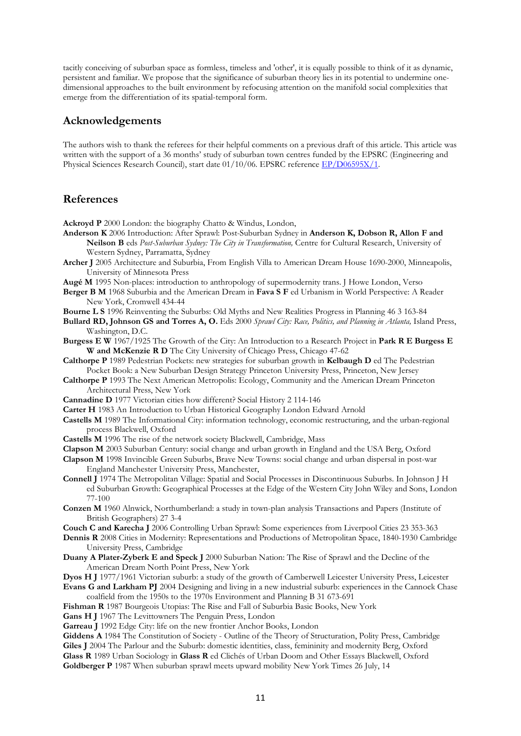tacitly conceiving of suburban space as formless, timeless and 'other', it is equally possible to think of it as dynamic, persistent and familiar. We propose that the significance of suburban theory lies in its potential to undermine one-dimensional approaches to the built environment by refocusing attention on the manifold social complexities that emerge from the differentiation of its spatial-temporal form.

## Acknowledgements

The authors wish to thank the referees for their helpful comments on a previous draft of this article. This article was written with the support of a 36 months' study of suburban town centres funded by the EPSRC (Engineering and Physical Sciences Research Council), start date 01/10/06. EPSRC reference EP/D06595X/1.

## References

**Ackroyd P** 2000 London: the biography Chatto & Windus, London,

**Anderson K** 2006 Introduction: After Sprawl: Post-Suburban Sydney in **Anderson K, Dobson R, Allon F and Neilson B** eds *Post-Suburban Sydney: The City in Transformation,* Centre for Cultural Research, University of Western Sydney, Parramatta, Sydney

**Archer J** 2005 Architecture and Suburbia, From English Villa to American Dream House 1690-2000, Minneapolis, University of Minnesota Press

**Augé M** 1995 Non-places: introduction to anthropology of supermodernity trans. J Howe London, Verso

**Berger B M** 1968 Suburbia and the American Dream in **Fava S F** ed Urbanism in World Perspective: A Reader New York, Cromwell 434-44

**Bourne L S** 1996 Reinventing the Suburbs: Old Myths and New Realities Progress in Planning 46 3 163-84

**Bullard RD, Johnson GS and Torres A, O.** Eds 2000 *Sprawl City: Race, Politics, and Planning in Atlanta,* Island Press, Washington, D.C.

**Burgess E W** 1967/1925 The Growth of the City: An Introduction to a Research Project in **Park R E Burgess E W and McKenzie R D** The City University of Chicago Press, Chicago 47-62

**Calthorpe P** 1989 Pedestrian Pockets: new strategies for suburban growth in **Kelbaugh D** ed The Pedestrian Pocket Book: a New Suburban Design Strategy Princeton University Press, Princeton, New Jersey

**Calthorpe P** 1993 The Next American Metropolis: Ecology, Community and the American Dream Princeton Architectural Press, New York

**Cannadine D** 1977 Victorian cities how different? Social History 2 114-146

**Carter H** 1983 An Introduction to Urban Historical Geography London Edward Arnold

**Castells M** 1989 The Informational City: information technology, economic restructuring, and the urban-regional process Blackwell, Oxford

**Castells M** 1996 The rise of the network society Blackwell, Cambridge, Mass

**Clapson M** 2003 Suburban Century: social change and urban growth in England and the USA Berg, Oxford

**Clapson M** 1998 Invincible Green Suburbs, Brave New Towns: social change and urban dispersal in post-war England Manchester University Press, Manchester,

**Connell J** 1974 The Metropolitan Village: Spatial and Social Processes in Discontinuous Suburbs. In Johnson J H ed Suburban Growth: Geographical Processes at the Edge of the Western City John Wiley and Sons, London 77-100

**Conzen M** 1960 Alnwick, Northumberland: a study in town-plan analysis Transactions and Papers (Institute of British Geographers) 27 3-4

**Couch C and Karecha J** 2006 Controlling Urban Sprawl: Some experiences from Liverpool Cities 23 353-363

**Dennis R** 2008 Cities in Modernity: Representations and Productions of Metropolitan Space, 1840-1930 Cambridge University Press, Cambridge

**Duany A Plater-Zyberk E and Speck J** 2000 Suburban Nation: The Rise of Sprawl and the Decline of the American Dream North Point Press, New York

**Dyos H J** 1977/1961 Victorian suburb: a study of the growth of Camberwell Leicester University Press, Leicester

**Evans G and Larkham PJ** 2004 Designing and living in a new industrial suburb: experiences in the Cannock Chase coalfield from the 1950s to the 1970s Environment and Planning B 31 673-691

**Fishman R** 1987 Bourgeois Utopias: The Rise and Fall of Suburbia Basic Books, New York

**Gans H J** 1967 The Levittowners The Penguin Press, London

**Garreau J** 1992 Edge City: life on the new frontier Anchor Books, London

**Giddens A** 1984 The Constitution of Society - Outline of the Theory of Structuration, Polity Press, Cambridge

**Giles J** 2004 The Parlour and the Suburb: domestic identities, class, femininity and modernity Berg, Oxford

**Glass R** 1989 Urban Sociology in **Glass R** ed Clichés of Urban Doom and Other Essays Blackwell, Oxford

**Goldberger P** 1987 When suburban sprawl meets upward mobility New York Times 26 July, 14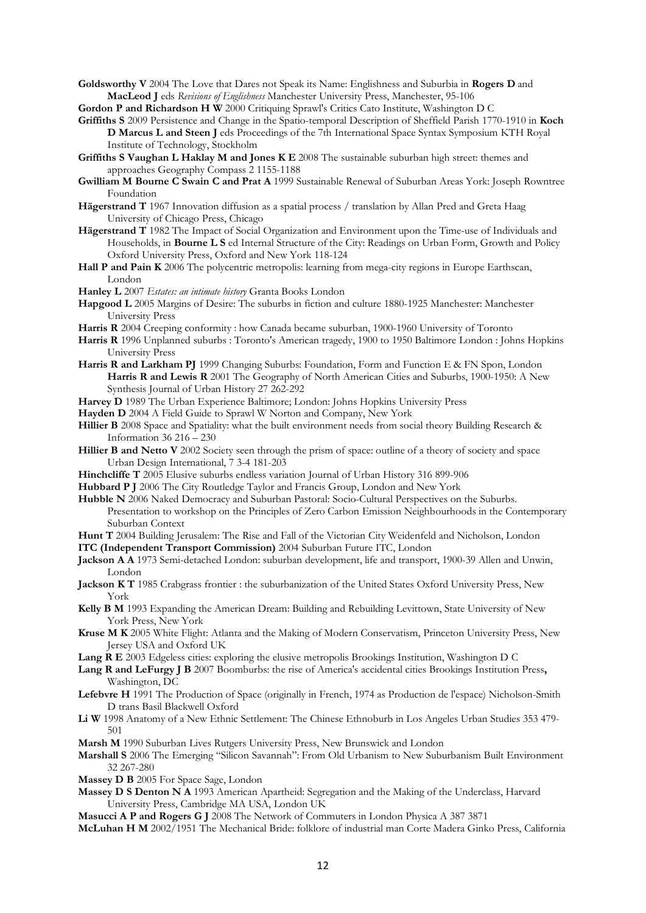**Goldsworthy V** 2004 The Love that Dares not Speak its Name: Englishness and Suburbia in **Rogers D** and **MacLeod J** eds *Revisions of Englishness* Manchester University Press, Manchester, 95-106

**Gordon P and Richardson H W** 2000 Critiquing Sprawl's Critics Cato Institute, Washington D C

**Griffiths S** 2009 Persistence and Change in the Spatio-temporal Description of Sheffield Parish 1770-1910 in **Koch D Marcus L and Steen J** eds Proceedings of the 7th International Space Syntax Symposium KTH Royal Institute of Technology, Stockholm

**Griffiths S Vaughan L Haklay M and Jones K E** 2008 The sustainable suburban high street: themes and approaches Geography Compass 2 1155-1188

**Gwilliam M Bourne C Swain C and Prat A** 1999 Sustainable Renewal of Suburban Areas York: Joseph Rowntree Foundation

**Hägerstrand T** 1967 Innovation diffusion as a spatial process / translation by Allan Pred and Greta Haag University of Chicago Press, Chicago

**Hägerstrand T** 1982 The Impact of Social Organization and Environment upon the Time-use of Individuals and Households, in **Bourne L S** ed Internal Structure of the City: Readings on Urban Form, Growth and Policy Oxford University Press, Oxford and New York 118-124

**Hall P and Pain K** 2006 The polycentric metropolis: learning from mega-city regions in Europe Earthscan, London

**Hanley L** 2007 *Estates: an intimate history* Granta Books London

**Hapgood L** 2005 Margins of Desire: The suburbs in fiction and culture 1880-1925 Manchester: Manchester University Press

**Harris R** 2004 Creeping conformity : how Canada became suburban, 1900-1960 University of Toronto

**Harris R** 1996 Unplanned suburbs : Toronto's American tragedy, 1900 to 1950 Baltimore London : Johns Hopkins University Press

**Harris R and Larkham PJ** 1999 Changing Suburbs: Foundation, Form and Function E & FN Spon, London **Harris R and Lewis R** 2001 The Geography of North American Cities and Suburbs, 1900-1950: A New Synthesis Journal of Urban History 27 262-292

**Harvey D** 1989 The Urban Experience Baltimore; London: Johns Hopkins University Press

**Hayden D** 2004 A Field Guide to Sprawl W Norton and Company, New York

**Hillier B** 2008 Space and Spatiality: what the built environment needs from social theory Building Research & Information 36 216 – 230

**Hillier B and Netto V** 2002 Society seen through the prism of space: outline of a theory of society and space Urban Design International, 7 3-4 181-203

**Hinchcliffe T** 2005 Elusive suburbs endless variation Journal of Urban History 316 899-906

**Hubbard P J** 2006 The City Routledge Taylor and Francis Group, London and New York

**Hubble N** 2006 Naked Democracy and Suburban Pastoral: Socio-Cultural Perspectives on the Suburbs. Presentation to workshop on the Principles of Zero Carbon Emission Neighbourhoods in the Contemporary Suburban Context

**Hunt T** 2004 Building Jerusalem: The Rise and Fall of the Victorian City Weidenfeld and Nicholson, London

**ITC (Independent Transport Commission)** 2004 Suburban Future ITC, London

**Jackson A A** 1973 Semi-detached London: suburban development, life and transport, 1900-39 Allen and Unwin, London

**Jackson K T** 1985 Crabgrass frontier : the suburbanization of the United States Oxford University Press, New York

**Kelly B M** 1993 Expanding the American Dream: Building and Rebuilding Levittown, State University of New York Press, New York

**Kruse M K** 2005 White Flight: Atlanta and the Making of Modern Conservatism, Princeton University Press, New Jersey USA and Oxford UK

**Lang R E** 2003 Edgeless cities: exploring the elusive metropolis Brookings Institution, Washington D C

**Lang R and LeFurgy J B** 2007 Boomburbs: the rise of America's accidental cities Brookings Institution Press**,** Washington, DC

**Lefebvre H** 1991 The Production of Space (originally in French, 1974 as Production de l'espace) Nicholson-Smith D trans Basil Blackwell Oxford

**Li W** 1998 Anatomy of a New Ethnic Settlement: The Chinese Ethnoburb in Los Angeles Urban Studies 353 479-501

**Marsh M** 1990 Suburban Lives Rutgers University Press, New Brunswick and London

**Marshall S** 2006 The Emerging "Silicon Savannah": From Old Urbanism to New Suburbanism Built Environment 32 267-280

**Massey D B** 2005 For Space Sage, London

**Massey D S Denton N A** 1993 American Apartheid: Segregation and the Making of the Underclass, Harvard University Press, Cambridge MA USA, London UK

**Masucci A P and Rogers G J** 2008 The Network of Commuters in London Physica A 387 3871

**McLuhan H M** 2002/1951 The Mechanical Bride: folklore of industrial man Corte Madera Ginko Press, California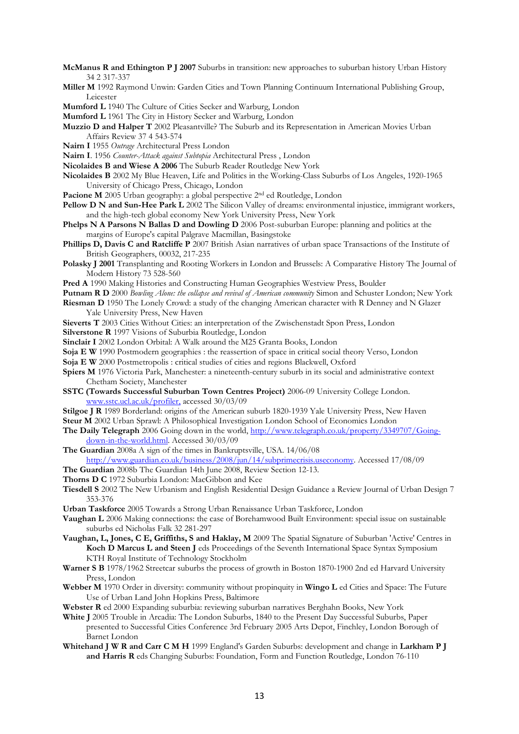**McManus R and Ethington P J 2007** Suburbs in transition: new approaches to suburban history Urban History 34 2 317-337

**Miller M** 1992 Raymond Unwin: Garden Cities and Town Planning Continuum International Publishing Group, Leicester

**Mumford L** 1940 The Culture of Cities Secker and Warburg, London

**Mumford L** 1961 The City in History Secker and Warburg, London

**Muzzio D and Halper T** 2002 Pleasantville? The Suburb and its Representation in American Movies Urban Affairs Review 37 4 543-574

**Nairn I** 1955 *Outrage* Architectural Press London

**Nairn I**. 1956 *Counter-Attack against Subtopia* Architectural Press , London

**Nicolaides B and Wiese A 2006** The Suburb Reader Routledge New York

**Nicolaides B** 2002 My Blue Heaven, Life and Politics in the Working-Class Suburbs of Los Angeles, 1920-1965 University of Chicago Press, Chicago, London

**Pacione M** 2005 Urban geography: a global perspective 2nd ed Routledge, London

**Pellow D N and Sun-Hee Park L** 2002 The Silicon Valley of dreams: environmental injustice, immigrant workers, and the high-tech global economy New York University Press, New York

**Phelps N A Parsons N Ballas D and Dowling D** 2006 Post-suburban Europe: planning and politics at the margins of Europe's capital Palgrave Macmillan, Basingstoke

**Phillips D, Davis C and Ratcliffe P** 2007 British Asian narratives of urban space Transactions of the Institute of British Geographers, 00032, 217-235

**Polasky J 2001** Transplanting and Rooting Workers in London and Brussels: A Comparative History The Journal of Modern History 73 528-560

**Pred A** 1990 Making Histories and Constructing Human Geographies Westview Press, Boulder

**Putnam R D** 2000 *Bowling Alone: the collapse and revival of American community* Simon and Schuster London; New York

**Riesman D** 1950 The Lonely Crowd: a study of the changing American character with R Denney and N Glazer Yale University Press, New Haven

**Sieverts T** 2003 Cities Without Cities: an interpretation of the Zwischenstadt Spon Press, London

**Silverstone R** 1997 Visions of Suburbia Routledge, London

**Sinclair I** 2002 London Orbital: A Walk around the M25 Granta Books, London

**Soja E W** 1990 Postmodern geographies : the reassertion of space in critical social theory Verso, London

**Soja E W** 2000 Postmetropolis : critical studies of cities and regions Blackwell, Oxford

**Spiers M** 1976 Victoria Park, Manchester: a nineteenth-century suburb in its social and administrative context Chetham Society, Manchester

**SSTC (Towards Successful Suburban Town Centres Project)** 2006-09 University College London. www.sstc.ucl.ac.uk/profiler, accessed 30/03/09

**Stilgoe J R** 1989 Borderland: origins of the American suburb 1820-1939 Yale University Press, New Haven

**Steur M** 2002 Urban Sprawl: A Philosophical Investigation London School of Economics London

**The Daily Telegraph** 2006 Going down in the world, http://www.telegraph.co.uk/property/3349707/Going-down-in-the-world.html. Accessed 30/03/09

**The Guardian** 2008a A sign of the times in Bankruptsville, USA. 14/06/08 http://www.guardian.co.uk/business/2008/jun/14/subprimecrisis.useconomy. Accessed 17/08/09

**The Guardian** 2008b The Guardian 14th June 2008, Review Section 12-13.

**Thorns D C** 1972 Suburbia London: MacGibbon and Kee

**Tiesdell S** 2002 The New Urbanism and English Residential Design Guidance a Review Journal of Urban Design 7 353-376

**Urban Taskforce** 2005 Towards a Strong Urban Renaissance Urban Taskforce, London

**Vaughan L** 2006 Making connections: the case of Borehamwood Built Environment: special issue on sustainable suburbs ed Nicholas Falk 32 281-297

**Vaughan, L, Jones, C E, Griffiths, S and Haklay, M** 2009 The Spatial Signature of Suburban 'Active' Centres in **Koch D Marcus L and Steen J** eds Proceedings of the Seventh International Space Syntax Symposium KTH Royal Institute of Technology Stockholm

**Warner S B** 1978/1962 Streetcar suburbs the process of growth in Boston 1870-1900 2nd ed Harvard University Press, London

**Webber M** 1970 Order in diversity: community without propinquity in **Wingo L** ed Cities and Space: The Future Use of Urban Land John Hopkins Press, Baltimore

**Webster R** ed 2000 Expanding suburbia: reviewing suburban narratives Berghahn Books, New York

**White J** 2005 Trouble in Arcadia: The London Suburbs, 1840 to the Present Day Successful Suburbs, Paper presented to Successful Cities Conference 3rd February 2005 Arts Depot, Finchley, London Borough of Barnet London

**Whitehand J W R and Carr C M H** 1999 England's Garden Suburbs: development and change in **Larkham P J and Harris R** eds Changing Suburbs: Foundation, Form and Function Routledge, London 76-110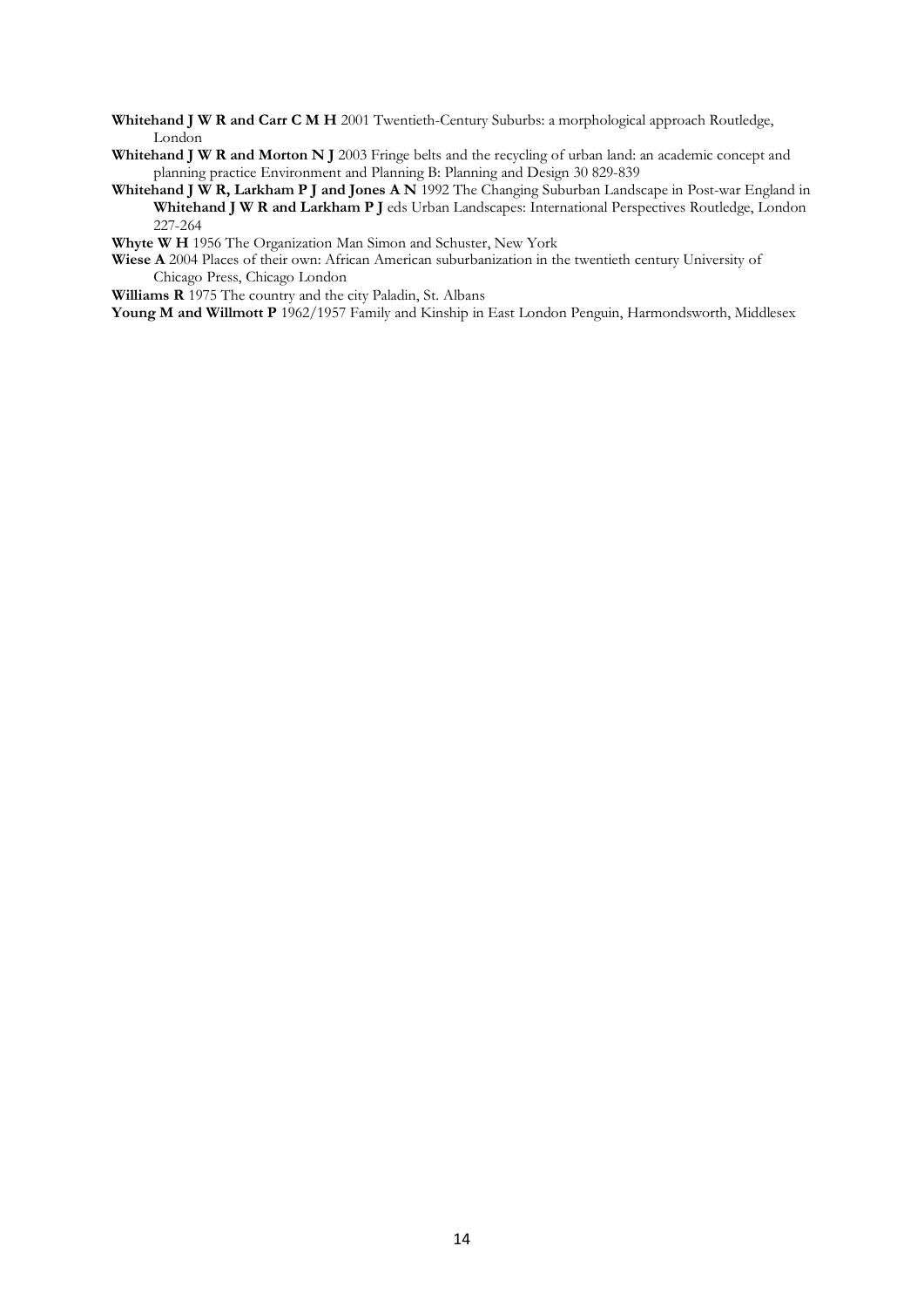**Whitehand J W R and Carr C M H** 2001 Twentieth-Century Suburbs: a morphological approach Routledge, London

**Whitehand J W R and Morton N J** 2003 Fringe belts and the recycling of urban land: an academic concept and planning practice Environment and Planning B: Planning and Design 30 829-839

**Whitehand J W R, Larkham P J and Jones A N** 1992 The Changing Suburban Landscape in Post-war England in **Whitehand J W R and Larkham P J** eds Urban Landscapes: International Perspectives Routledge, London 227-264

**Whyte W H** 1956 The Organization Man Simon and Schuster, New York

**Wiese A** 2004 Places of their own: African American suburbanization in the twentieth century University of Chicago Press, Chicago London

**Williams R** 1975 The country and the city Paladin, St. Albans

**Young M and Willmott P** 1962/1957 Family and Kinship in East London Penguin, Harmondsworth, Middlesex